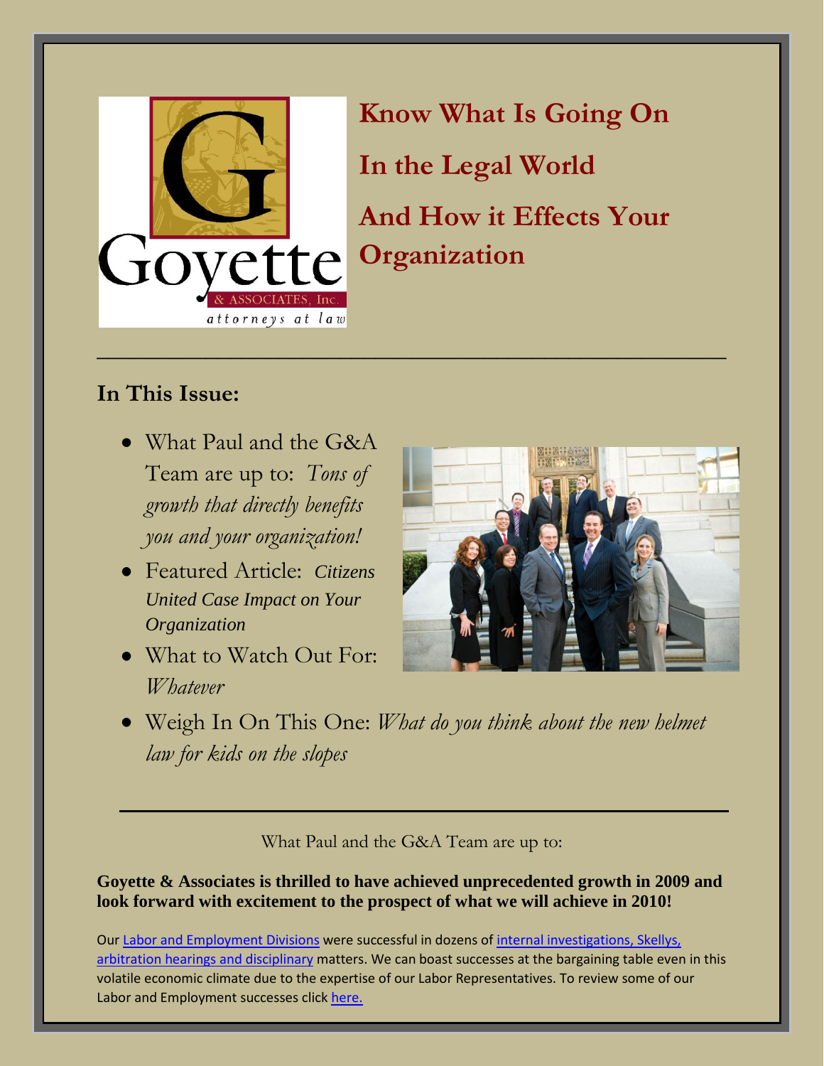Goyette & ASSOCIATES, Inc. attorneys at law

# Know What Is Going On In the Legal World And How it Effects Your Organization

---

## In This Issue:

- What Paul and the G&A Team are up to: *Tons of growth that directly benefits you and your organization!*
- Featured Article: ***Citizens United Case Impact on Your Organization***
- What to Watch Out For: *Whatever*
- Weigh In On This One: *What do you think about the new helmet law for kids on the slopes*

---

What Paul and the G&A Team are up to:

**Goyette & Associates is thrilled to have achieved unprecedented growth in 2009 and look forward with excitement to the prospect of what we will achieve in 2010!**

Our Labor and Employment Divisions were successful in dozens of internal investigations, Skellys, arbitration hearings and disciplinary matters. We can boast successes at the bargaining table even in this volatile economic climate due to the expertise of our Labor Representatives. To review some of our Labor and Employment successes click here.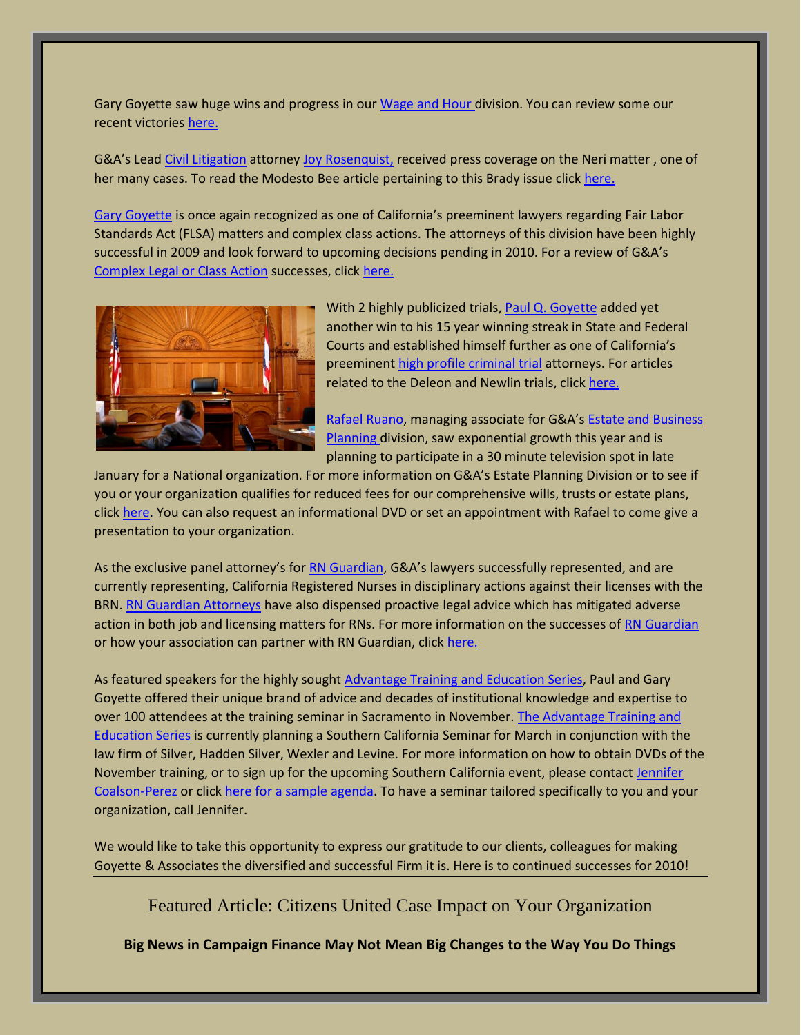Gary Goyette saw huge wins and progress in our Wage and Hour division. You can review some our recent victories here.

G&A's Lead Civil Litigation attorney Joy Rosenquist, received press coverage on the Neri matter , one of her many cases. To read the Modesto Bee article pertaining to this Brady issue click here.

Gary Goyette is once again recognized as one of California's preeminent lawyers regarding Fair Labor Standards Act (FLSA) matters and complex class actions. The attorneys of this division have been highly successful in 2009 and look forward to upcoming decisions pending in 2010. For a review of G&A's Complex Legal or Class Action successes, click here.

With 2 highly publicized trials, Paul Q. Goyette added yet another win to his 15 year winning streak in State and Federal Courts and established himself further as one of California's preeminent high profile criminal trial attorneys. For articles related to the Deleon and Newlin trials, click here.

Rafael Ruano, managing associate for G&A's Estate and Business Planning division, saw exponential growth this year and is planning to participate in a 30 minute television spot in late January for a National organization. For more information on G&A's Estate Planning Division or to see if you or your organization qualifies for reduced fees for our comprehensive wills, trusts or estate plans, click here. You can also request an informational DVD or set an appointment with Rafael to come give a presentation to your organization.

As the exclusive panel attorney's for RN Guardian, G&A's lawyers successfully represented, and are currently representing, California Registered Nurses in disciplinary actions against their licenses with the BRN. RN Guardian Attorneys have also dispensed proactive legal advice which has mitigated adverse action in both job and licensing matters for RNs. For more information on the successes of RN Guardian or how your association can partner with RN Guardian, click here.

As featured speakers for the highly sought Advantage Training and Education Series, Paul and Gary Goyette offered their unique brand of advice and decades of institutional knowledge and expertise to over 100 attendees at the training seminar in Sacramento in November. The Advantage Training and Education Series is currently planning a Southern California Seminar for March in conjunction with the law firm of Silver, Hadden Silver, Wexler and Levine. For more information on how to obtain DVDs of the November training, or to sign up for the upcoming Southern California event, please contact Jennifer Coalson-Perez or click here for a sample agenda. To have a seminar tailored specifically to you and your organization, call Jennifer.

We would like to take this opportunity to express our gratitude to our clients, colleagues for making Goyette & Associates the diversified and successful Firm it is. Here is to continued successes for 2010!

## Featured Article: Citizens United Case Impact on Your Organization

**Big News in Campaign Finance May Not Mean Big Changes to the Way You Do Things**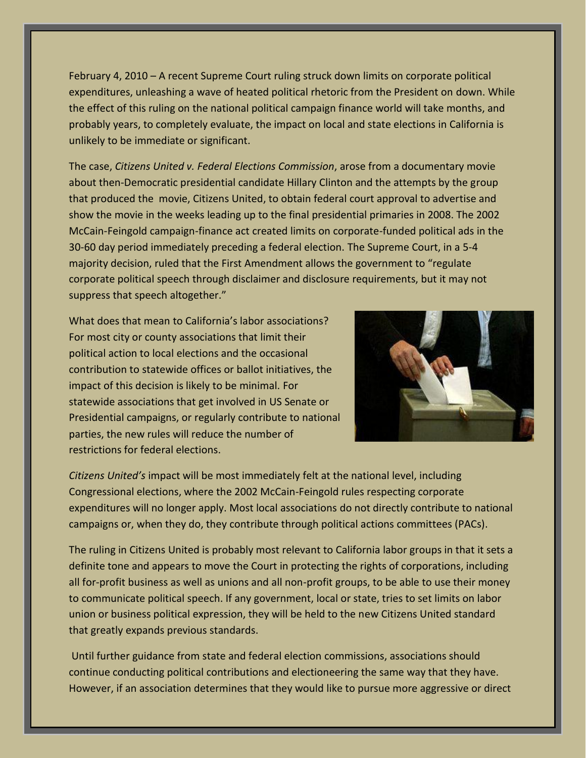February 4, 2010 – A recent Supreme Court ruling struck down limits on corporate political expenditures, unleashing a wave of heated political rhetoric from the President on down. While the effect of this ruling on the national political campaign finance world will take months, and probably years, to completely evaluate, the impact on local and state elections in California is unlikely to be immediate or significant.

The case, *Citizens United v. Federal Elections Commission*, arose from a documentary movie about then-Democratic presidential candidate Hillary Clinton and the attempts by the group that produced the movie, Citizens United, to obtain federal court approval to advertise and show the movie in the weeks leading up to the final presidential primaries in 2008. The 2002 McCain-Feingold campaign-finance act created limits on corporate-funded political ads in the 30-60 day period immediately preceding a federal election. The Supreme Court, in a 5-4 majority decision, ruled that the First Amendment allows the government to "regulate corporate political speech through disclaimer and disclosure requirements, but it may not suppress that speech altogether."

What does that mean to California's labor associations? For most city or county associations that limit their political action to local elections and the occasional contribution to statewide offices or ballot initiatives, the impact of this decision is likely to be minimal. For statewide associations that get involved in US Senate or Presidential campaigns, or regularly contribute to national parties, the new rules will reduce the number of restrictions for federal elections.

*Citizens United's* impact will be most immediately felt at the national level, including Congressional elections, where the 2002 McCain-Feingold rules respecting corporate expenditures will no longer apply. Most local associations do not directly contribute to national campaigns or, when they do, they contribute through political actions committees (PACs).

The ruling in Citizens United is probably most relevant to California labor groups in that it sets a definite tone and appears to move the Court in protecting the rights of corporations, including all for-profit business as well as unions and all non-profit groups, to be able to use their money to communicate political speech. If any government, local or state, tries to set limits on labor union or business political expression, they will be held to the new Citizens United standard that greatly expands previous standards.

Until further guidance from state and federal election commissions, associations should continue conducting political contributions and electioneering the same way that they have. However, if an association determines that they would like to pursue more aggressive or direct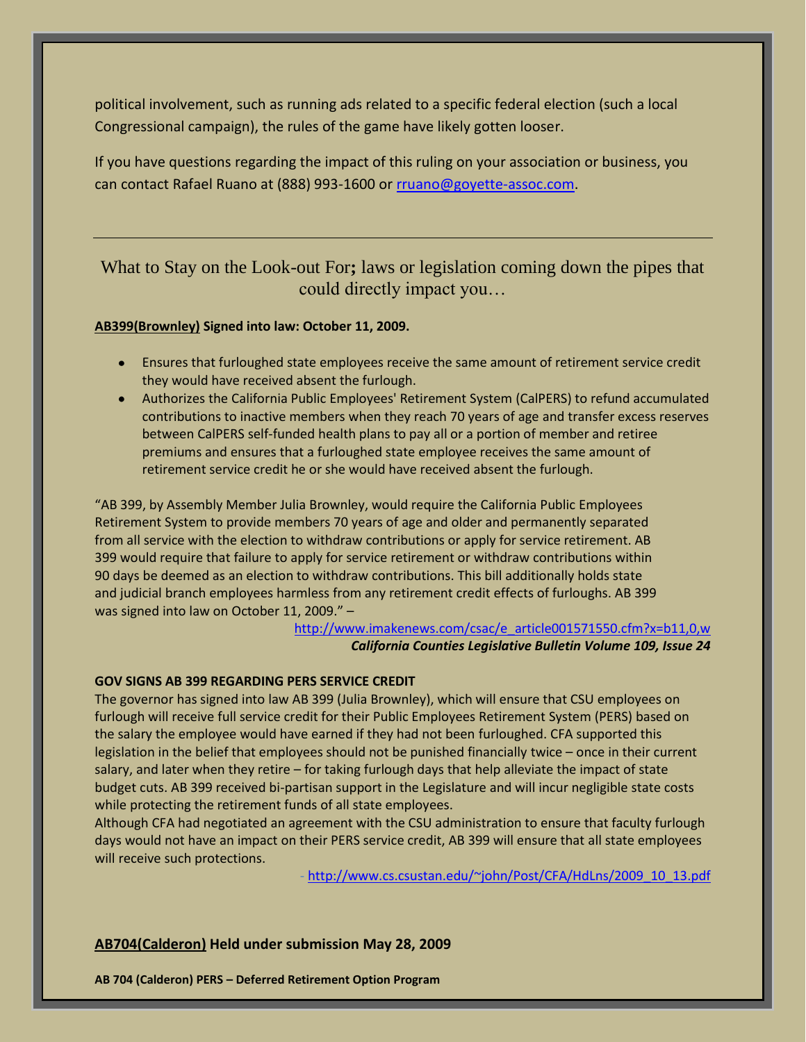political involvement, such as running ads related to a specific federal election (such a local Congressional campaign), the rules of the game have likely gotten looser.

If you have questions regarding the impact of this ruling on your association or business, you can contact Rafael Ruano at (888) 993-1600 or rruano@goyette-assoc.com.

---

## What to Stay on the Look-out For; laws or legislation coming down the pipes that could directly impact you…

**AB399(Brownley) Signed into law: October 11, 2009.**

- Ensures that furloughed state employees receive the same amount of retirement service credit they would have received absent the furlough.
- Authorizes the California Public Employees' Retirement System (CalPERS) to refund accumulated contributions to inactive members when they reach 70 years of age and transfer excess reserves between CalPERS self-funded health plans to pay all or a portion of member and retiree premiums and ensures that a furloughed state employee receives the same amount of retirement service credit he or she would have received absent the furlough.

"AB 399, by Assembly Member Julia Brownley, would require the California Public Employees Retirement System to provide members 70 years of age and older and permanently separated from all service with the election to withdraw contributions or apply for service retirement. AB 399 would require that failure to apply for service retirement or withdraw contributions within 90 days be deemed as an election to withdraw contributions. This bill additionally holds state and judicial branch employees harmless from any retirement credit effects of furloughs. AB 399 was signed into law on October 11, 2009." –

http://www.imakenews.com/csac/e_article001571550.cfm?x=b11,0,w
***California Counties Legislative Bulletin Volume 109, Issue 24***

**GOV SIGNS AB 399 REGARDING PERS SERVICE CREDIT**

The governor has signed into law AB 399 (Julia Brownley), which will ensure that CSU employees on furlough will receive full service credit for their Public Employees Retirement System (PERS) based on the salary the employee would have earned if they had not been furloughed. CFA supported this legislation in the belief that employees should not be punished financially twice – once in their current salary, and later when they retire – for taking furlough days that help alleviate the impact of state budget cuts. AB 399 received bi-partisan support in the Legislature and will incur negligible state costs while protecting the retirement funds of all state employees.

Although CFA had negotiated an agreement with the CSU administration to ensure that faculty furlough days would not have an impact on their PERS service credit, AB 399 will ensure that all state employees will receive such protections.

- http://www.cs.csustan.edu/~john/Post/CFA/HdLns/2009_10_13.pdf

**AB704(Calderon) Held under submission May 28, 2009**

**AB 704 (Calderon) PERS – Deferred Retirement Option Program**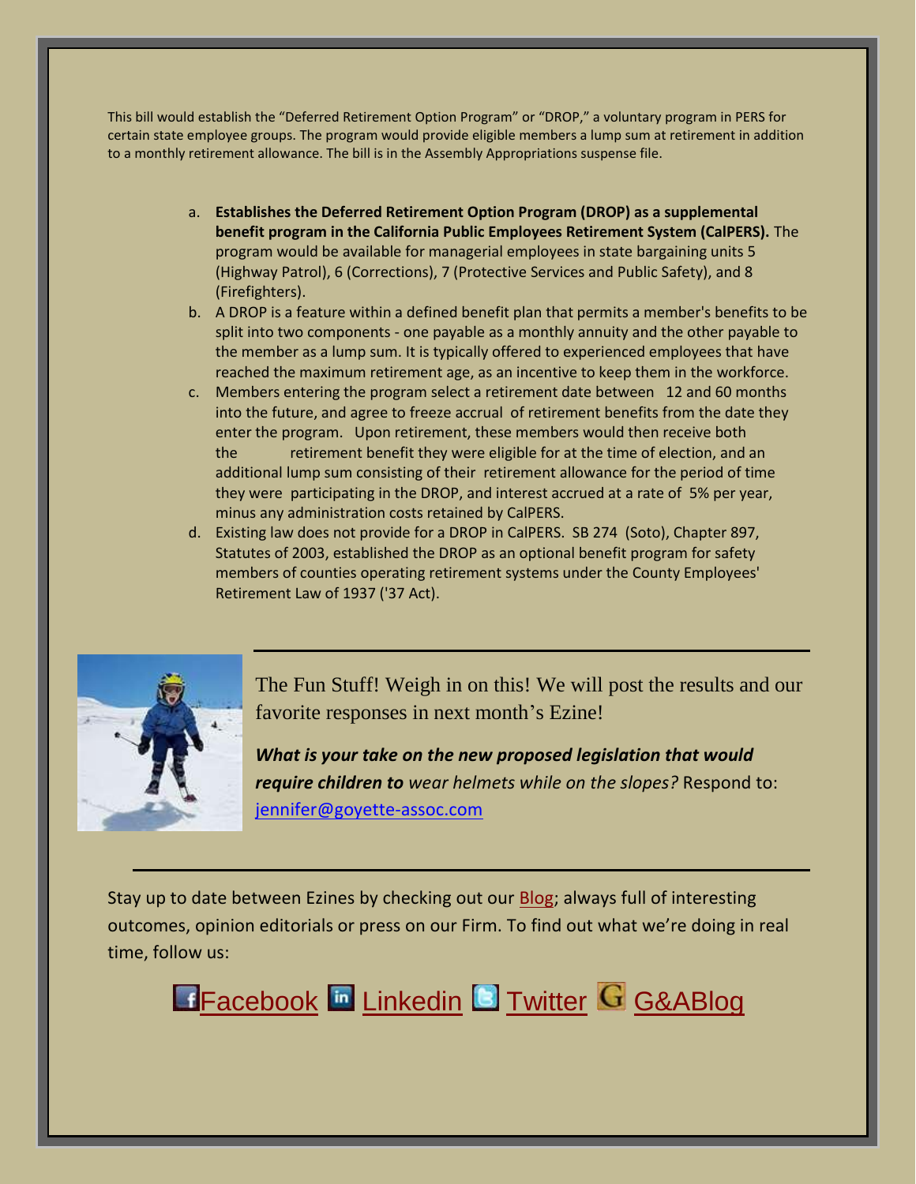This bill would establish the "Deferred Retirement Option Program" or "DROP," a voluntary program in PERS for certain state employee groups. The program would provide eligible members a lump sum at retirement in addition to a monthly retirement allowance. The bill is in the Assembly Appropriations suspense file.

a. **Establishes the Deferred Retirement Option Program (DROP) as a supplemental benefit program in the California Public Employees Retirement System (CalPERS).** The program would be available for managerial employees in state bargaining units 5 (Highway Patrol), 6 (Corrections), 7 (Protective Services and Public Safety), and 8 (Firefighters).
b. A DROP is a feature within a defined benefit plan that permits a member's benefits to be split into two components - one payable as a monthly annuity and the other payable to the member as a lump sum. It is typically offered to experienced employees that have reached the maximum retirement age, as an incentive to keep them in the workforce.
c. Members entering the program select a retirement date between 12 and 60 months into the future, and agree to freeze accrual of retirement benefits from the date they enter the program. Upon retirement, these members would then receive both the retirement benefit they were eligible for at the time of election, and an additional lump sum consisting of their retirement allowance for the period of time they were participating in the DROP, and interest accrued at a rate of 5% per year, minus any administration costs retained by CalPERS.
d. Existing law does not provide for a DROP in CalPERS. SB 274 (Soto), Chapter 897, Statutes of 2003, established the DROP as an optional benefit program for safety members of counties operating retirement systems under the County Employees' Retirement Law of 1937 ('37 Act).

The Fun Stuff! Weigh in on this! We will post the results and our favorite responses in next month's Ezine!

***What is your take on the new proposed legislation that would require children to*** *wear helmets while on the slopes?* Respond to: jennifer@goyette-assoc.com

Stay up to date between Ezines by checking out our Blog; always full of interesting outcomes, opinion editorials or press on our Firm. To find out what we're doing in real time, follow us:

Facebook Linkedin Twitter G&ABlog